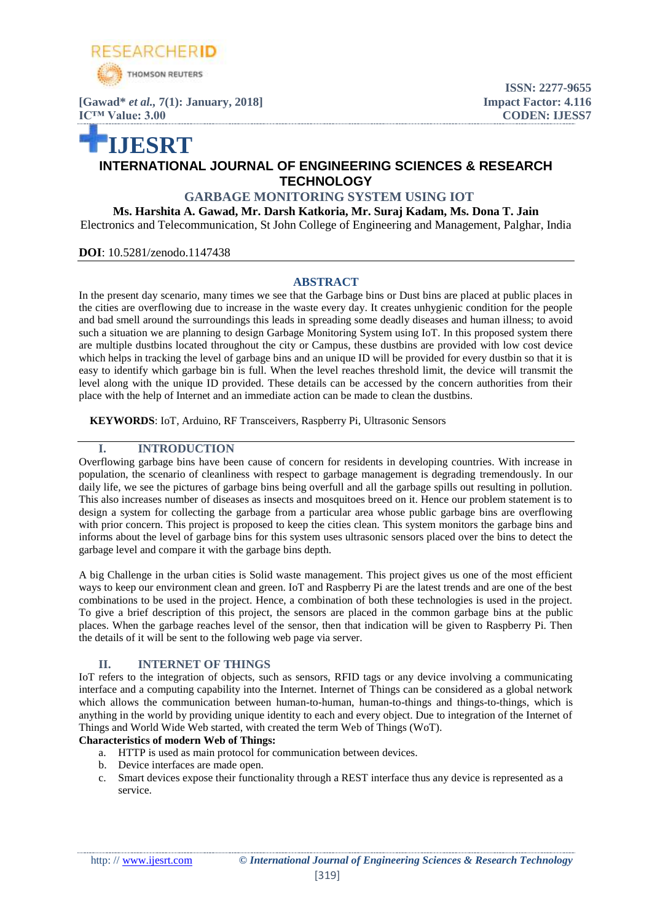# GARBAGE MONITORING SYSTEM USING IOT

**Ms. Harshita A. Gawad, Mr. Darsh Katkoria, Mr. Suraj Kadam, Ms. Dona T. Jain**

Electronics and Telecommunication, St John College of Engineering and Management, Palghar, India

**DOI**: 10.5281/zenodo.1147438

## ABSTRACT

In the present day scenario, many times we see that the Garbage bins or Dust bins are placed at public places in the cities are overflowing due to increase in the waste every day. It creates unhygienic condition for the people and bad smell around the surroundings this leads in spreading some deadly diseases and human illness; to avoid such a situation we are planning to design Garbage Monitoring System using IoT. In this proposed system there are multiple dustbins located throughout the city or Campus, these dustbins are provided with low cost device which helps in tracking the level of garbage bins and an unique ID will be provided for every dustbin so that it is easy to identify which garbage bin is full. When the level reaches threshold limit, the device will transmit the level along with the unique ID provided. These details can be accessed by the concern authorities from their place with the help of Internet and an immediate action can be made to clean the dustbins.

**KEYWORDS**: IoT, Arduino, RF Transceivers, Raspberry Pi, Ultrasonic Sensors

## I. INTRODUCTION

Overflowing garbage bins have been cause of concern for residents in developing countries. With increase in population, the scenario of cleanliness with respect to garbage management is degrading tremendously. In our daily life, we see the pictures of garbage bins being overfull and all the garbage spills out resulting in pollution. This also increases number of diseases as insects and mosquitoes breed on it. Hence our problem statement is to design a system for collecting the garbage from a particular area whose public garbage bins are overflowing with prior concern. This project is proposed to keep the cities clean. This system monitors the garbage bins and informs about the level of garbage bins for this system uses ultrasonic sensors placed over the bins to detect the garbage level and compare it with the garbage bins depth.

A big Challenge in the urban cities is Solid waste management. This project gives us one of the most efficient ways to keep our environment clean and green. IoT and Raspberry Pi are the latest trends and are one of the best combinations to be used in the project. Hence, a combination of both these technologies is used in the project. To give a brief description of this project, the sensors are placed in the common garbage bins at the public places. When the garbage reaches level of the sensor, then that indication will be given to Raspberry Pi. Then the details of it will be sent to the following web page via server.

## II. INTERNET OF THINGS

IoT refers to the integration of objects, such as sensors, RFID tags or any device involving a communicating interface and a computing capability into the Internet. Internet of Things can be considered as a global network which allows the communication between human-to-human, human-to-things and things-to-things, which is anything in the world by providing unique identity to each and every object. Due to integration of the Internet of Things and World Wide Web started, with created the term Web of Things (WoT).

**Characteristics of modern Web of Things:**

a. HTTP is used as main protocol for communication between devices.
b. Device interfaces are made open.
c. Smart devices expose their functionality through a REST interface thus any device is represented as a service.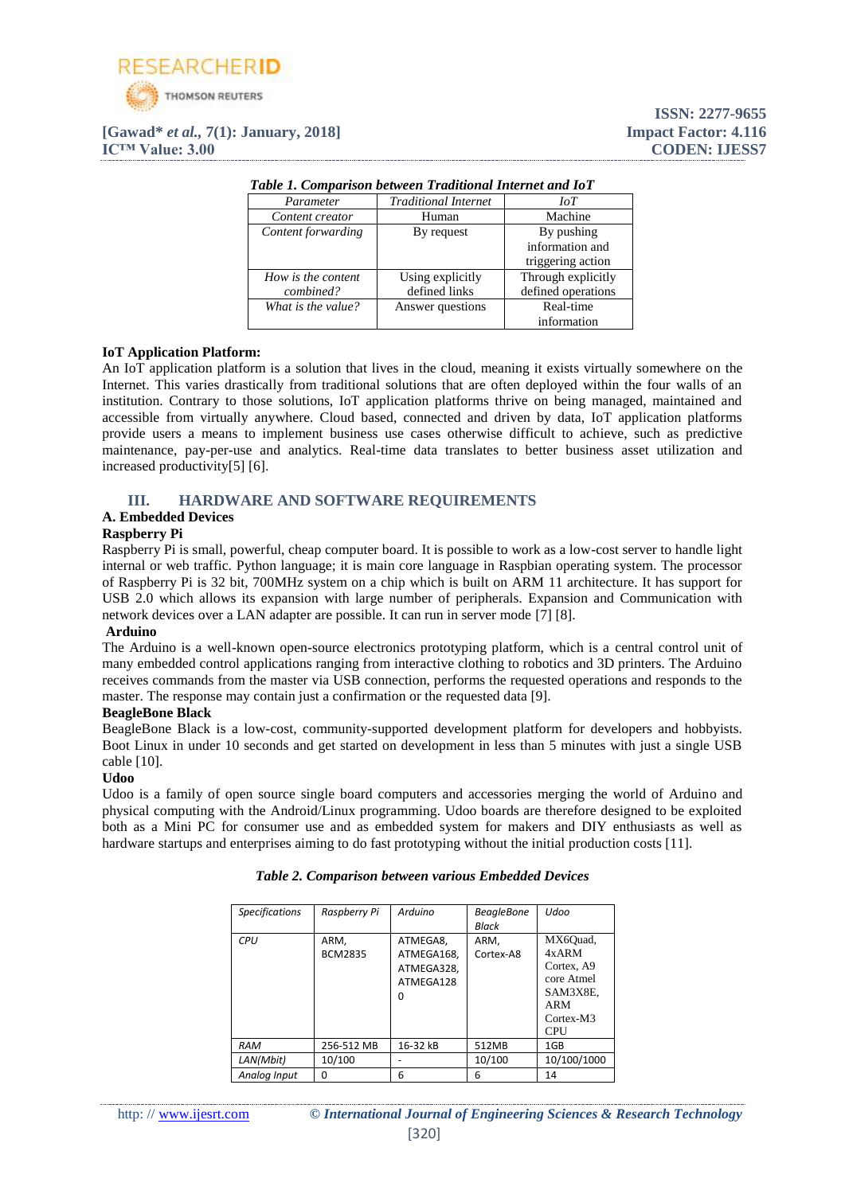*Table 1. Comparison between Traditional Internet and IoT*

| *Parameter* | *Traditional Internet* | *IoT* |
|---|---|---|
| *Content creator* | Human | Machine |
| *Content forwarding* | By request | By pushing information and triggering action |
| *How is the content combined?* | Using explicitly defined links | Through explicitly defined operations |
| *What is the value?* | Answer questions | Real-time information |

**IoT Application Platform:**

An IoT application platform is a solution that lives in the cloud, meaning it exists virtually somewhere on the Internet. This varies drastically from traditional solutions that are often deployed within the four walls of an institution. Contrary to those solutions, IoT application platforms thrive on being managed, maintained and accessible from virtually anywhere. Cloud based, connected and driven by data, IoT application platforms provide users a means to implement business use cases otherwise difficult to achieve, such as predictive maintenance, pay-per-use and analytics. Real-time data translates to better business asset utilization and increased productivity[5] [6].

## III. HARDWARE AND SOFTWARE REQUIREMENTS

### A. Embedded Devices

**Raspberry Pi**

Raspberry Pi is small, powerful, cheap computer board. It is possible to work as a low-cost server to handle light internal or web traffic. Python language; it is main core language in Raspbian operating system. The processor of Raspberry Pi is 32 bit, 700MHz system on a chip which is built on ARM 11 architecture. It has support for USB 2.0 which allows its expansion with large number of peripherals. Expansion and Communication with network devices over a LAN adapter are possible. It can run in server mode [7] [8].

**Arduino**

The Arduino is a well-known open-source electronics prototyping platform, which is a central control unit of many embedded control applications ranging from interactive clothing to robotics and 3D printers. The Arduino receives commands from the master via USB connection, performs the requested operations and responds to the master. The response may contain just a confirmation or the requested data [9].

**BeagleBone Black**

BeagleBone Black is a low-cost, community-supported development platform for developers and hobbyists. Boot Linux in under 10 seconds and get started on development in less than 5 minutes with just a single USB cable [10].

**Udoo**

Udoo is a family of open source single board computers and accessories merging the world of Arduino and physical computing with the Android/Linux programming. Udoo boards are therefore designed to be exploited both as a Mini PC for consumer use and as embedded system for makers and DIY enthusiasts as well as hardware startups and enterprises aiming to do fast prototyping without the initial production costs [11].

*Table 2. Comparison between various Embedded Devices*

| *Specifications* | *Raspberry Pi* | *Arduino* | *BeagleBone Black* | *Udoo* |
|---|---|---|---|---|
| *CPU* | ARM, BCM2835 | ATMEGA8, ATMEGA168, ATMEGA328, ATMEGA1280 | ARM, Cortex-A8 | MX6Quad, 4xARM Cortex, A9 core Atmel SAM3X8E, ARM Cortex-M3 CPU |
| *RAM* | 256-512 MB | 16-32 kB | 512MB | 1GB |
| *LAN(Mbit)* | 10/100 | - | 10/100 | 10/100/1000 |
| *Analog Input* | 0 | 6 | 6 | 14 |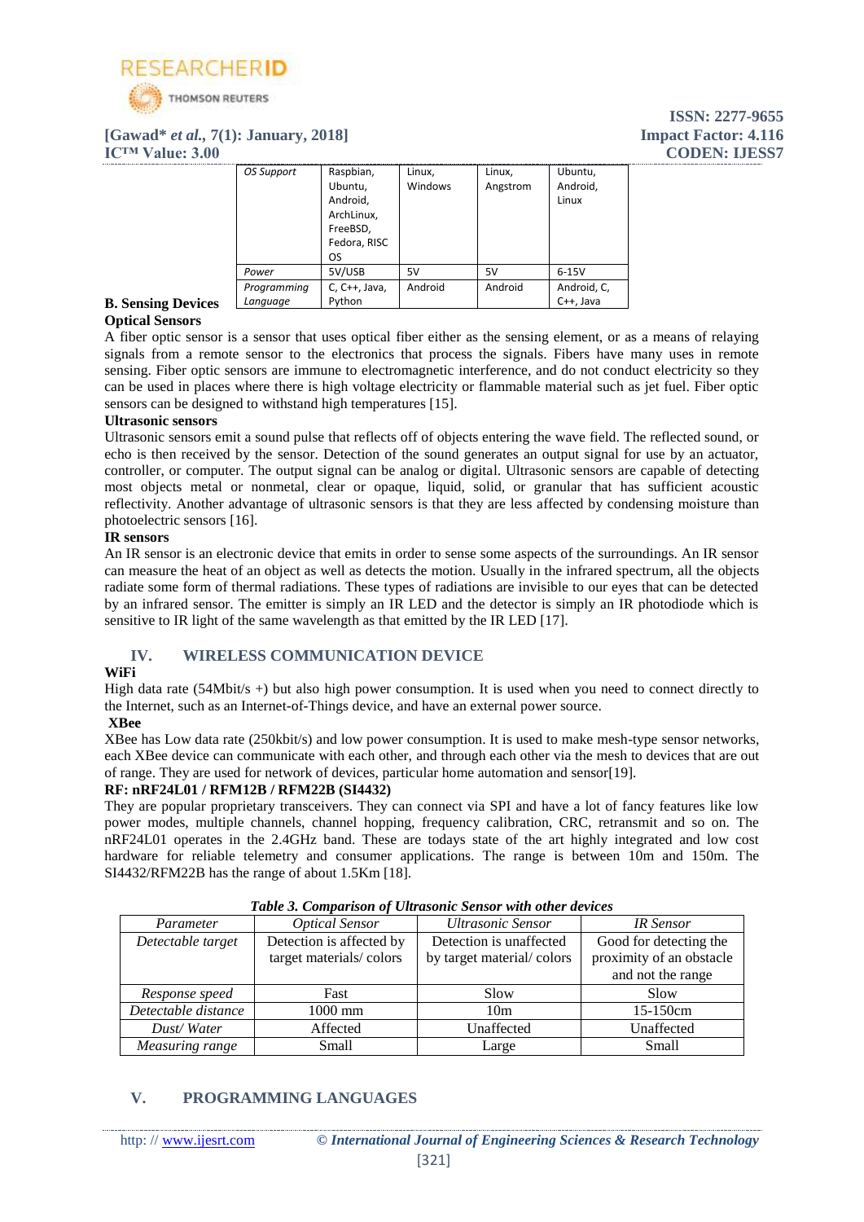| OS Support | Raspbian, Ubuntu, Android, ArchLinux, FreeBSD, Fedora, RISC OS | Linux, Windows | Linux, Angstrom | Ubuntu, Android, Linux |
|---|---|---|---|---|
| Power | 5V/USB | 5V | 5V | 6-15V |
| Programming Language | C, C++, Java, Python | Android | Android | Android, C, C++, Java |

### B. Sensing Devices

**Optical Sensors**

A fiber optic sensor is a sensor that uses optical fiber either as the sensing element, or as a means of relaying signals from a remote sensor to the electronics that process the signals. Fibers have many uses in remote sensing. Fiber optic sensors are immune to electromagnetic interference, and do not conduct electricity so they can be used in places where there is high voltage electricity or flammable material such as jet fuel. Fiber optic sensors can be designed to withstand high temperatures [15].

**Ultrasonic sensors**

Ultrasonic sensors emit a sound pulse that reflects off of objects entering the wave field. The reflected sound, or echo is then received by the sensor. Detection of the sound generates an output signal for use by an actuator, controller, or computer. The output signal can be analog or digital. Ultrasonic sensors are capable of detecting most objects metal or nonmetal, clear or opaque, liquid, solid, or granular that has sufficient acoustic reflectivity. Another advantage of ultrasonic sensors is that they are less affected by condensing moisture than photoelectric sensors [16].

**IR sensors**

An IR sensor is an electronic device that emits in order to sense some aspects of the surroundings. An IR sensor can measure the heat of an object as well as detects the motion. Usually in the infrared spectrum, all the objects radiate some form of thermal radiations. These types of radiations are invisible to our eyes that can be detected by an infrared sensor. The emitter is simply an IR LED and the detector is simply an IR photodiode which is sensitive to IR light of the same wavelength as that emitted by the IR LED [17].

## IV. WIRELESS COMMUNICATION DEVICE

**WiFi**

High data rate (54Mbit/s +) but also high power consumption. It is used when you need to connect directly to the Internet, such as an Internet-of-Things device, and have an external power source.

**XBee**

XBee has Low data rate (250kbit/s) and low power consumption. It is used to make mesh-type sensor networks, each XBee device can communicate with each other, and through each other via the mesh to devices that are out of range. They are used for network of devices, particular home automation and sensor[19].

**RF: nRF24L01 / RFM12B / RFM22B (SI4432)**

They are popular proprietary transceivers. They can connect via SPI and have a lot of fancy features like low power modes, multiple channels, channel hopping, frequency calibration, CRC, retransmit and so on. The nRF24L01 operates in the 2.4GHz band. These are todays state of the art highly integrated and low cost hardware for reliable telemetry and consumer applications. The range is between 10m and 150m. The SI4432/RFM22B has the range of about 1.5Km [18].

***Table 3. Comparison of Ultrasonic Sensor with other devices***

| *Parameter* | *Optical Sensor* | *Ultrasonic Sensor* | *IR Sensor* |
|---|---|---|---|
| *Detectable target* | Detection is affected by target materials/ colors | Detection is unaffected by target material/ colors | Good for detecting the proximity of an obstacle and not the range |
| *Response speed* | Fast | Slow | Slow |
| *Detectable distance* | 1000 mm | 10m | 15-150cm |
| *Dust/ Water* | Affected | Unaffected | Unaffected |
| *Measuring range* | Small | Large | Small |

## V. PROGRAMMING LANGUAGES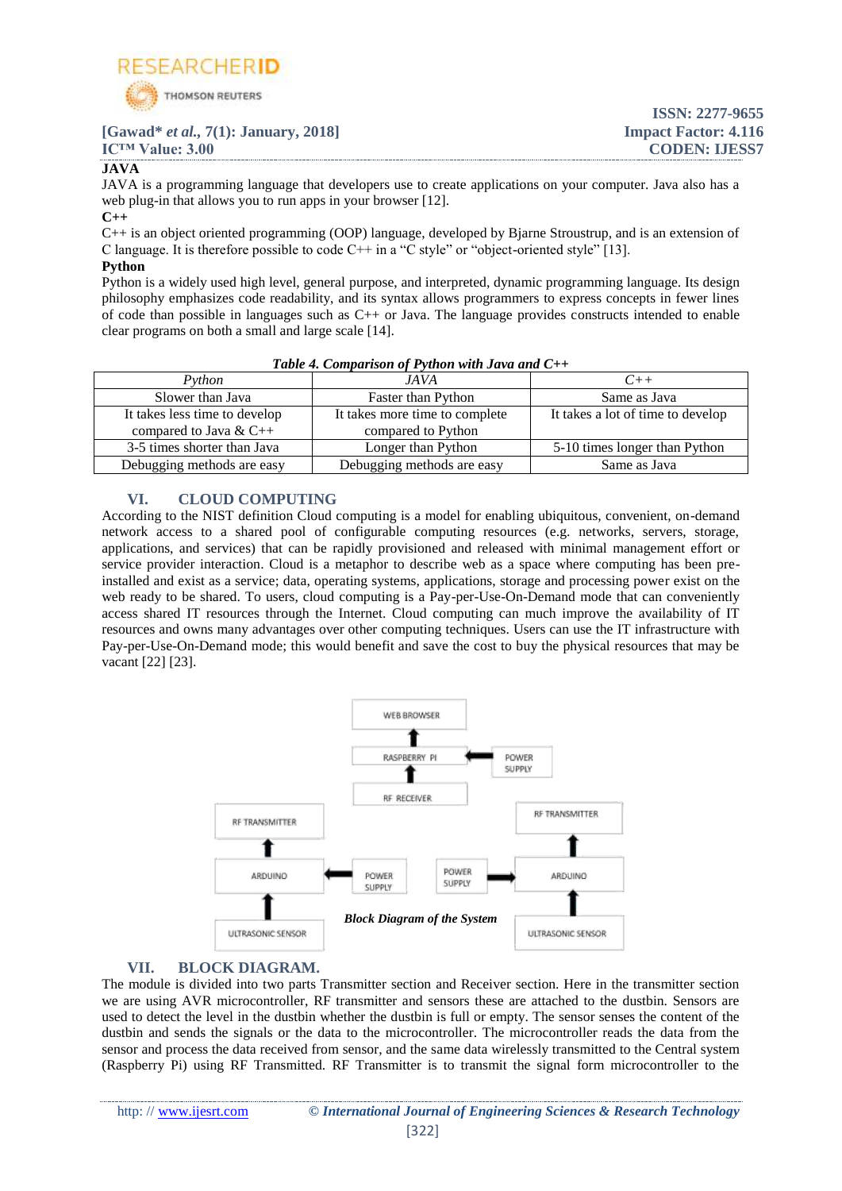**JAVA**

JAVA is a programming language that developers use to create applications on your computer. Java also has a web plug-in that allows you to run apps in your browser [12].

**C++**

C++ is an object oriented programming (OOP) language, developed by Bjarne Stroustrup, and is an extension of C language. It is therefore possible to code C++ in a "C style" or "object-oriented style" [13].

**Python**

Python is a widely used high level, general purpose, and interpreted, dynamic programming language. Its design philosophy emphasizes code readability, and its syntax allows programmers to express concepts in fewer lines of code than possible in languages such as C++ or Java. The language provides constructs intended to enable clear programs on both a small and large scale [14].

***Table 4. Comparison of Python with Java and C++***

| *Python* | *JAVA* | *C++* |
|---|---|---|
| Slower than Java | Faster than Python | Same as Java |
| It takes less time to develop compared to Java & C++ | It takes more time to complete compared to Python | It takes a lot of time to develop |
| 3-5 times shorter than Java | Longer than Python | 5-10 times longer than Python |
| Debugging methods are easy | Debugging methods are easy | Same as Java |

## VI. CLOUD COMPUTING

According to the NIST definition Cloud computing is a model for enabling ubiquitous, convenient, on-demand network access to a shared pool of configurable computing resources (e.g. networks, servers, storage, applications, and services) that can be rapidly provisioned and released with minimal management effort or service provider interaction. Cloud is a metaphor to describe web as a space where computing has been pre-installed and exist as a service; data, operating systems, applications, storage and processing power exist on the web ready to be shared. To users, cloud computing is a Pay-per-Use-On-Demand mode that can conveniently access shared IT resources through the Internet. Cloud computing can much improve the availability of IT resources and owns many advantages over other computing techniques. Users can use the IT infrastructure with Pay-per-Use-On-Demand mode; this would benefit and save the cost to buy the physical resources that may be vacant [22] [23].

WEB BROWSER

RASPBERRY PI

POWER SUPPLY

RF RECEIVER

RF TRANSMITTER

RF TRANSMITTER

ARDUINO

POWER SUPPLY

POWER SUPPLY

ARDUINO

ULTRASONIC SENSOR

ULTRASONIC SENSOR

***Block Diagram of the System***

## VII. BLOCK DIAGRAM.

The module is divided into two parts Transmitter section and Receiver section. Here in the transmitter section we are using AVR microcontroller, RF transmitter and sensors these are attached to the dustbin. Sensors are used to detect the level in the dustbin whether the dustbin is full or empty. The sensor senses the content of the dustbin and sends the signals or the data to the microcontroller. The microcontroller reads the data from the sensor and process the data received from sensor, and the same data wirelessly transmitted to the Central system (Raspberry Pi) using RF Transmitted. RF Transmitter is to transmit the signal form microcontroller to the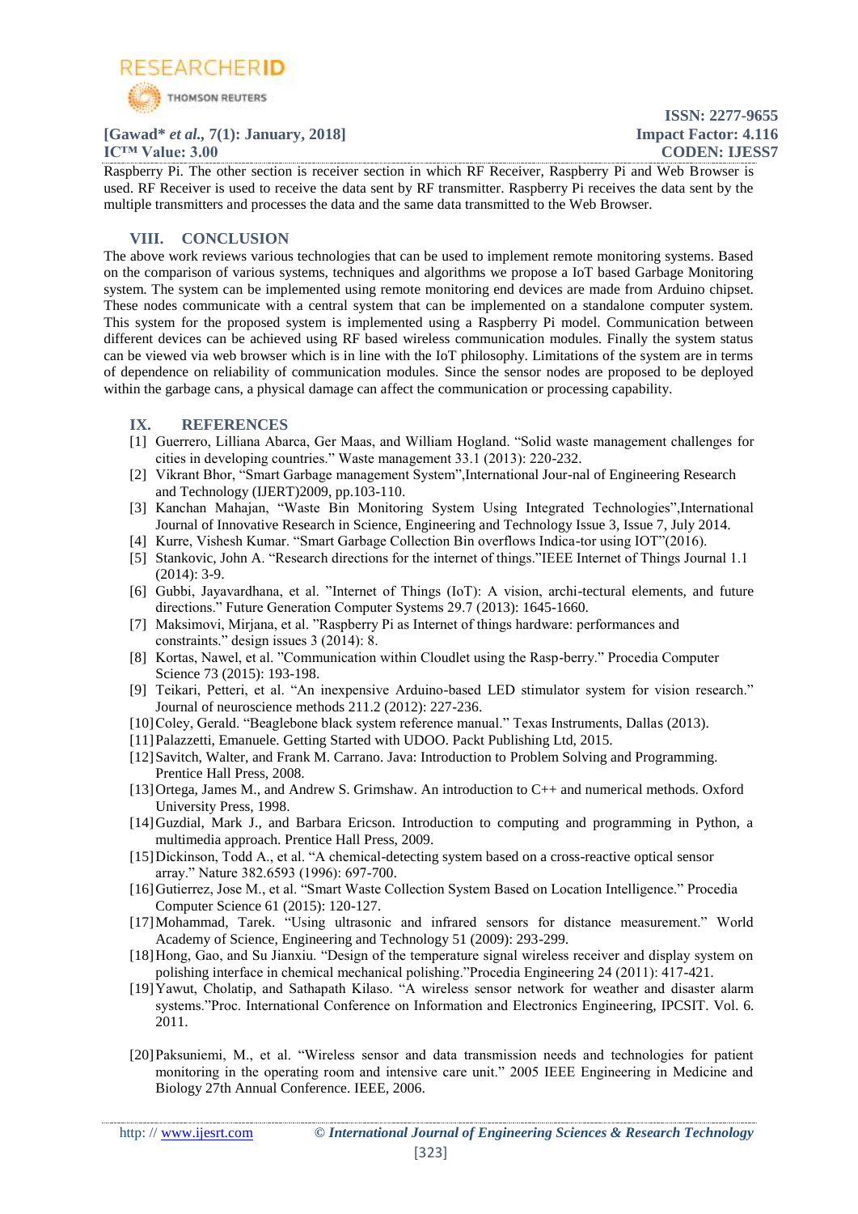Raspberry Pi. The other section is receiver section in which RF Receiver, Raspberry Pi and Web Browser is used. RF Receiver is used to receive the data sent by RF transmitter. Raspberry Pi receives the data sent by the multiple transmitters and processes the data and the same data transmitted to the Web Browser.

## VIII. CONCLUSION

The above work reviews various technologies that can be used to implement remote monitoring systems. Based on the comparison of various systems, techniques and algorithms we propose a IoT based Garbage Monitoring system. The system can be implemented using remote monitoring end devices are made from Arduino chipset. These nodes communicate with a central system that can be implemented on a standalone computer system. This system for the proposed system is implemented using a Raspberry Pi model. Communication between different devices can be achieved using RF based wireless communication modules. Finally the system status can be viewed via web browser which is in line with the IoT philosophy. Limitations of the system are in terms of dependence on reliability of communication modules. Since the sensor nodes are proposed to be deployed within the garbage cans, a physical damage can affect the communication or processing capability.

## IX. REFERENCES

[1] Guerrero, Lilliana Abarca, Ger Maas, and William Hogland. "Solid waste management challenges for cities in developing countries." Waste management 33.1 (2013): 220-232.

[2] Vikrant Bhor, "Smart Garbage management System",International Jour-nal of Engineering Research and Technology (IJERT)2009, pp.103-110.

[3] Kanchan Mahajan, "Waste Bin Monitoring System Using Integrated Technologies",International Journal of Innovative Research in Science, Engineering and Technology Issue 3, Issue 7, July 2014.

[4] Kurre, Vishesh Kumar. "Smart Garbage Collection Bin overflows Indica-tor using IOT"(2016).

[5] Stankovic, John A. "Research directions for the internet of things."IEEE Internet of Things Journal 1.1 (2014): 3-9.

[6] Gubbi, Jayavardhana, et al. "Internet of Things (IoT): A vision, archi-tectural elements, and future directions." Future Generation Computer Systems 29.7 (2013): 1645-1660.

[7] Maksimovi, Mirjana, et al. "Raspberry Pi as Internet of things hardware: performances and constraints." design issues 3 (2014): 8.

[8] Kortas, Nawel, et al. "Communication within Cloudlet using the Rasp-berry." Procedia Computer Science 73 (2015): 193-198.

[9] Teikari, Petteri, et al. "An inexpensive Arduino-based LED stimulator system for vision research." Journal of neuroscience methods 211.2 (2012): 227-236.

[10] Coley, Gerald. "Beaglebone black system reference manual." Texas Instruments, Dallas (2013).

[11] Palazzetti, Emanuele. Getting Started with UDOO. Packt Publishing Ltd, 2015.

[12] Savitch, Walter, and Frank M. Carrano. Java: Introduction to Problem Solving and Programming. Prentice Hall Press, 2008.

[13] Ortega, James M., and Andrew S. Grimshaw. An introduction to C++ and numerical methods. Oxford University Press, 1998.

[14] Guzdial, Mark J., and Barbara Ericson. Introduction to computing and programming in Python, a multimedia approach. Prentice Hall Press, 2009.

[15] Dickinson, Todd A., et al. "A chemical-detecting system based on a cross-reactive optical sensor array." Nature 382.6593 (1996): 697-700.

[16] Gutierrez, Jose M., et al. "Smart Waste Collection System Based on Location Intelligence." Procedia Computer Science 61 (2015): 120-127.

[17] Mohammad, Tarek. "Using ultrasonic and infrared sensors for distance measurement." World Academy of Science, Engineering and Technology 51 (2009): 293-299.

[18] Hong, Gao, and Su Jianxiu. "Design of the temperature signal wireless receiver and display system on polishing interface in chemical mechanical polishing."Procedia Engineering 24 (2011): 417-421.

[19] Yawut, Cholatip, and Sathapath Kilaso. "A wireless sensor network for weather and disaster alarm systems."Proc. International Conference on Information and Electronics Engineering, IPCSIT. Vol. 6. 2011.

[20] Paksuniemi, M., et al. "Wireless sensor and data transmission needs and technologies for patient monitoring in the operating room and intensive care unit." 2005 IEEE Engineering in Medicine and Biology 27th Annual Conference. IEEE, 2006.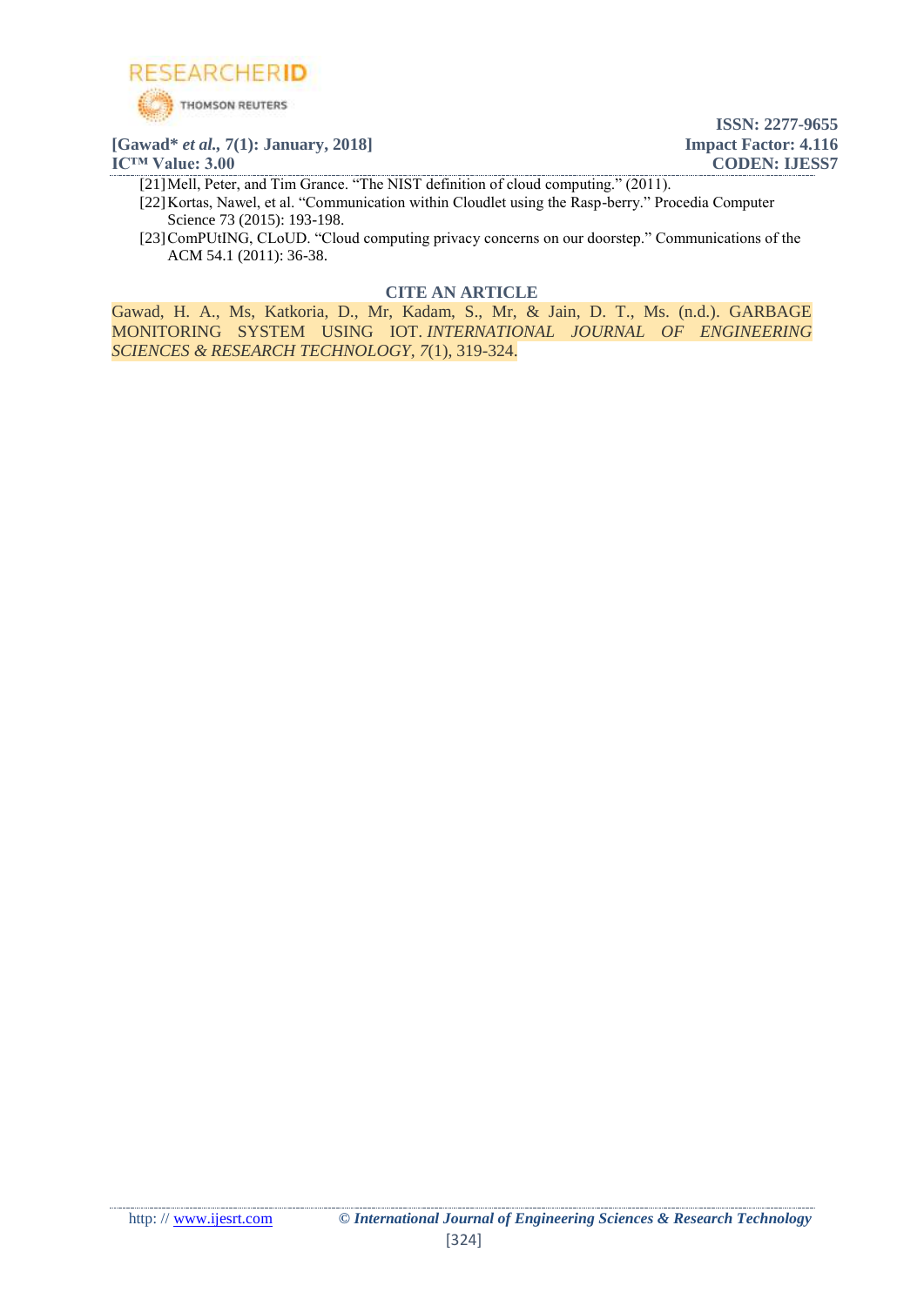[21] Mell, Peter, and Tim Grance. "The NIST definition of cloud computing." (2011).

[22] Kortas, Nawel, et al. "Communication within Cloudlet using the Rasp-berry." Procedia Computer Science 73 (2015): 193-198.

[23] ComPUtING, CLoUD. "Cloud computing privacy concerns on our doorstep." Communications of the ACM 54.1 (2011): 36-38.

## CITE AN ARTICLE

Gawad, H. A., Ms, Katkoria, D., Mr, Kadam, S., Mr, & Jain, D. T., Ms. (n.d.). GARBAGE MONITORING SYSTEM USING IOT. *INTERNATIONAL JOURNAL OF ENGINEERING SCIENCES & RESEARCH TECHNOLOGY, 7*(1), 319-324.